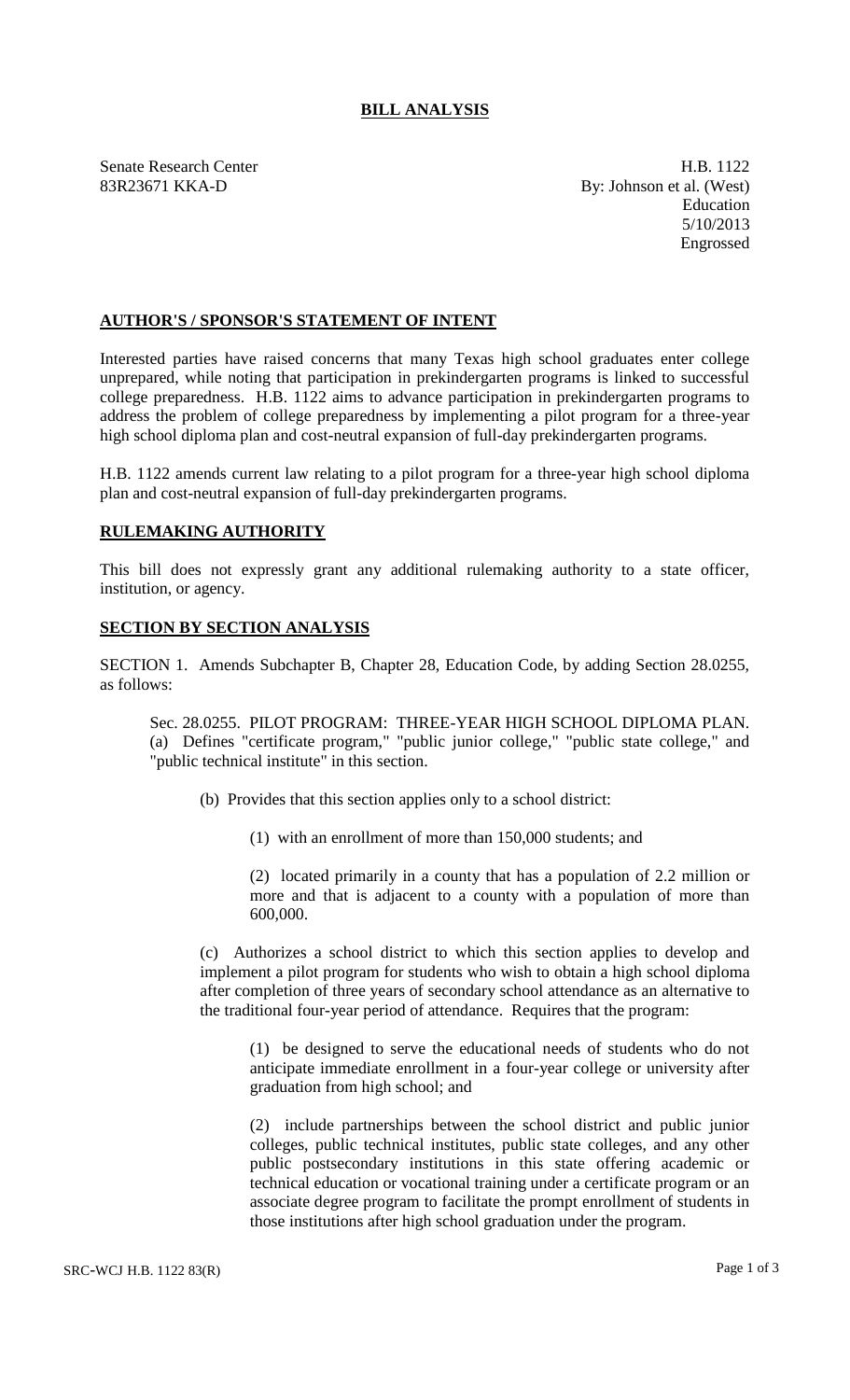# BILL ANALYSIS

Senate Research Center
83R23671 KKA-D

H.B. 1122
By: Johnson et al. (West)
Education
5/10/2013
Engrossed

## AUTHOR'S / SPONSOR'S STATEMENT OF INTENT

Interested parties have raised concerns that many Texas high school graduates enter college unprepared, while noting that participation in prekindergarten programs is linked to successful college preparedness. H.B. 1122 aims to advance participation in prekindergarten programs to address the problem of college preparedness by implementing a pilot program for a three-year high school diploma plan and cost-neutral expansion of full-day prekindergarten programs.

H.B. 1122 amends current law relating to a pilot program for a three-year high school diploma plan and cost-neutral expansion of full-day prekindergarten programs.

## RULEMAKING AUTHORITY

This bill does not expressly grant any additional rulemaking authority to a state officer, institution, or agency.

## SECTION BY SECTION ANALYSIS

SECTION 1. Amends Subchapter B, Chapter 28, Education Code, by adding Section 28.0255, as follows:

Sec. 28.0255. PILOT PROGRAM: THREE-YEAR HIGH SCHOOL DIPLOMA PLAN. (a) Defines "certificate program," "public junior college," "public state college," and "public technical institute" in this section.

(b) Provides that this section applies only to a school district:

(1) with an enrollment of more than 150,000 students; and

(2) located primarily in a county that has a population of 2.2 million or more and that is adjacent to a county with a population of more than 600,000.

(c) Authorizes a school district to which this section applies to develop and implement a pilot program for students who wish to obtain a high school diploma after completion of three years of secondary school attendance as an alternative to the traditional four-year period of attendance. Requires that the program:

(1) be designed to serve the educational needs of students who do not anticipate immediate enrollment in a four-year college or university after graduation from high school; and

(2) include partnerships between the school district and public junior colleges, public technical institutes, public state colleges, and any other public postsecondary institutions in this state offering academic or technical education or vocational training under a certificate program or an associate degree program to facilitate the prompt enrollment of students in those institutions after high school graduation under the program.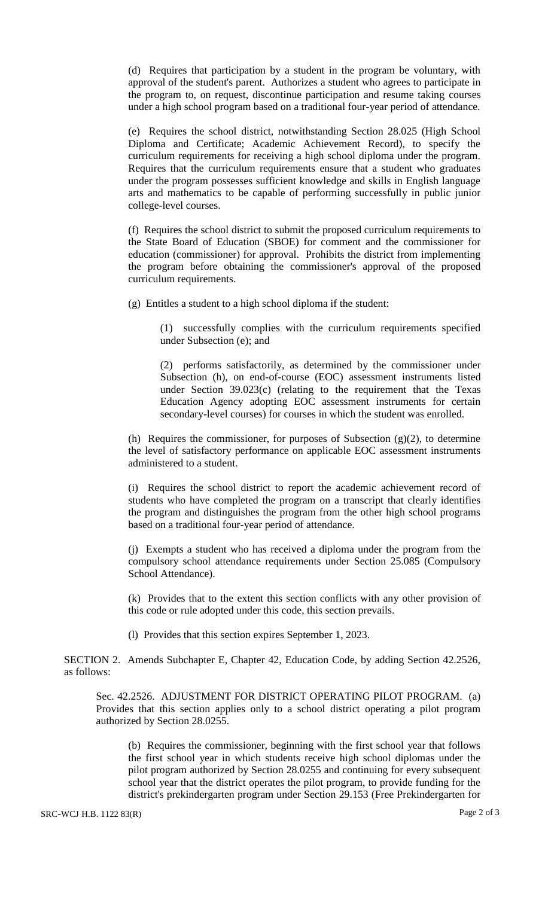(d) Requires that participation by a student in the program be voluntary, with approval of the student's parent. Authorizes a student who agrees to participate in the program to, on request, discontinue participation and resume taking courses under a high school program based on a traditional four-year period of attendance.

(e) Requires the school district, notwithstanding Section 28.025 (High School Diploma and Certificate; Academic Achievement Record), to specify the curriculum requirements for receiving a high school diploma under the program. Requires that the curriculum requirements ensure that a student who graduates under the program possesses sufficient knowledge and skills in English language arts and mathematics to be capable of performing successfully in public junior college-level courses.

(f) Requires the school district to submit the proposed curriculum requirements to the State Board of Education (SBOE) for comment and the commissioner for education (commissioner) for approval. Prohibits the district from implementing the program before obtaining the commissioner's approval of the proposed curriculum requirements.

(g) Entitles a student to a high school diploma if the student:

(1) successfully complies with the curriculum requirements specified under Subsection (e); and

(2) performs satisfactorily, as determined by the commissioner under Subsection (h), on end-of-course (EOC) assessment instruments listed under Section 39.023(c) (relating to the requirement that the Texas Education Agency adopting EOC assessment instruments for certain secondary-level courses) for courses in which the student was enrolled.

(h) Requires the commissioner, for purposes of Subsection (g)(2), to determine the level of satisfactory performance on applicable EOC assessment instruments administered to a student.

(i) Requires the school district to report the academic achievement record of students who have completed the program on a transcript that clearly identifies the program and distinguishes the program from the other high school programs based on a traditional four-year period of attendance.

(j) Exempts a student who has received a diploma under the program from the compulsory school attendance requirements under Section 25.085 (Compulsory School Attendance).

(k) Provides that to the extent this section conflicts with any other provision of this code or rule adopted under this code, this section prevails.

(l) Provides that this section expires September 1, 2023.

SECTION 2. Amends Subchapter E, Chapter 42, Education Code, by adding Section 42.2526, as follows:

Sec. 42.2526. ADJUSTMENT FOR DISTRICT OPERATING PILOT PROGRAM. (a) Provides that this section applies only to a school district operating a pilot program authorized by Section 28.0255.

(b) Requires the commissioner, beginning with the first school year that follows the first school year in which students receive high school diplomas under the pilot program authorized by Section 28.0255 and continuing for every subsequent school year that the district operates the pilot program, to provide funding for the district's prekindergarten program under Section 29.153 (Free Prekindergarten for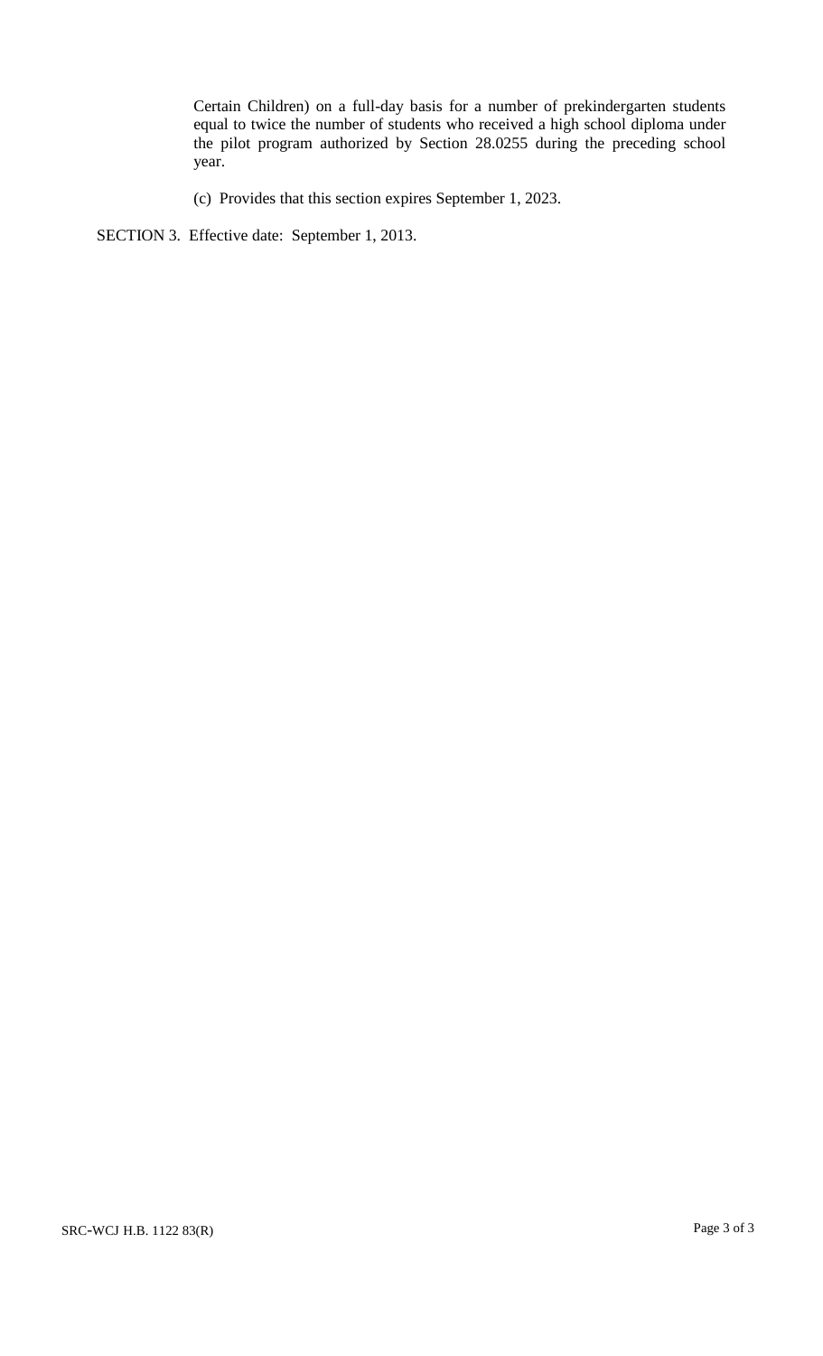Certain Children) on a full-day basis for a number of prekindergarten students equal to twice the number of students who received a high school diploma under the pilot program authorized by Section 28.0255 during the preceding school year.

(c) Provides that this section expires September 1, 2023.

SECTION 3. Effective date: September 1, 2013.